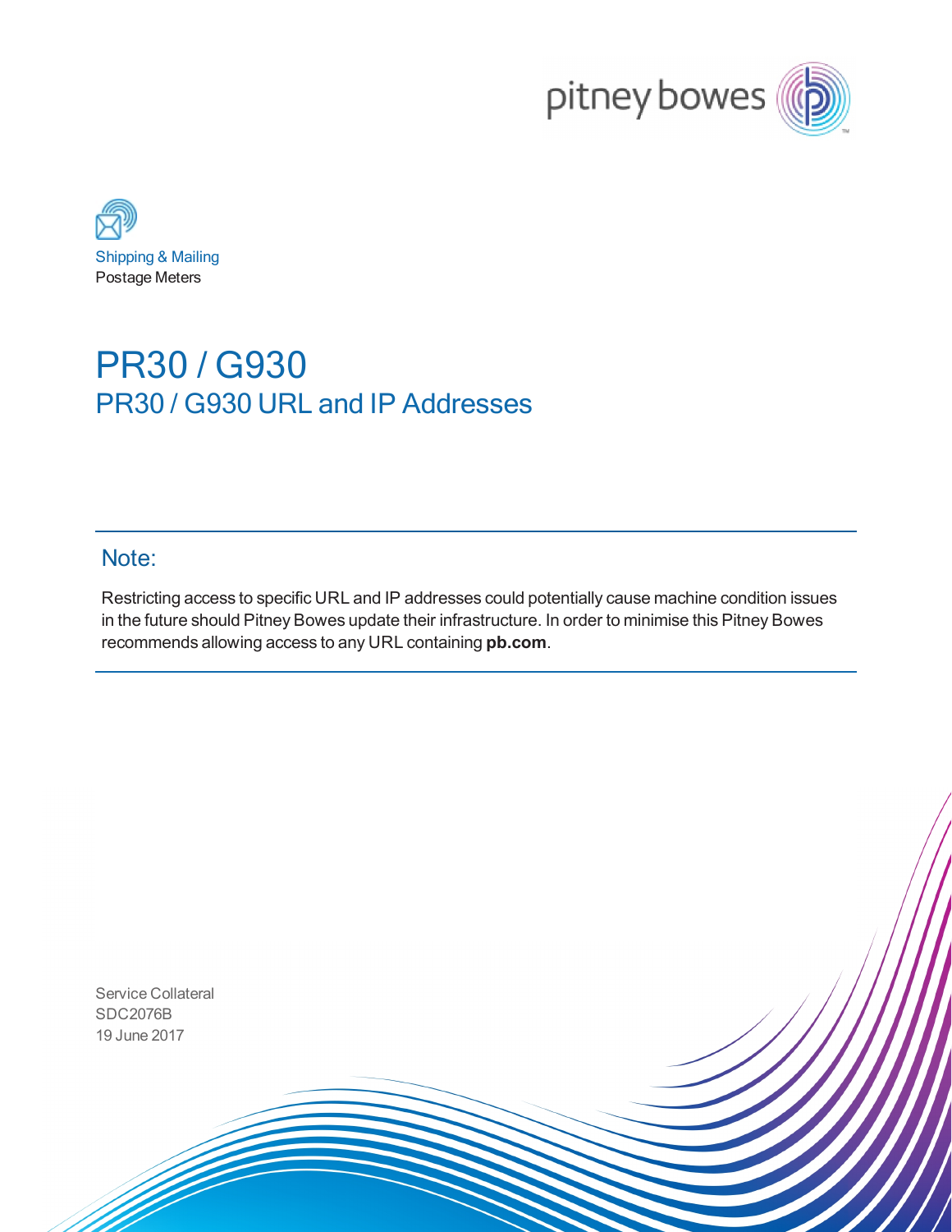Shipping & Mailing
Postage Meters

# PR30 / G930

## PR30 / G930 URL and IP Addresses

### Note:

Restricting access to specific URL and IP addresses could potentially cause machine condition issues in the future should Pitney Bowes update their infrastructure. In order to minimise this Pitney Bowes recommends allowing access to any URL containing **pb.com**.

Service Collateral
SDC2076B
19 June 2017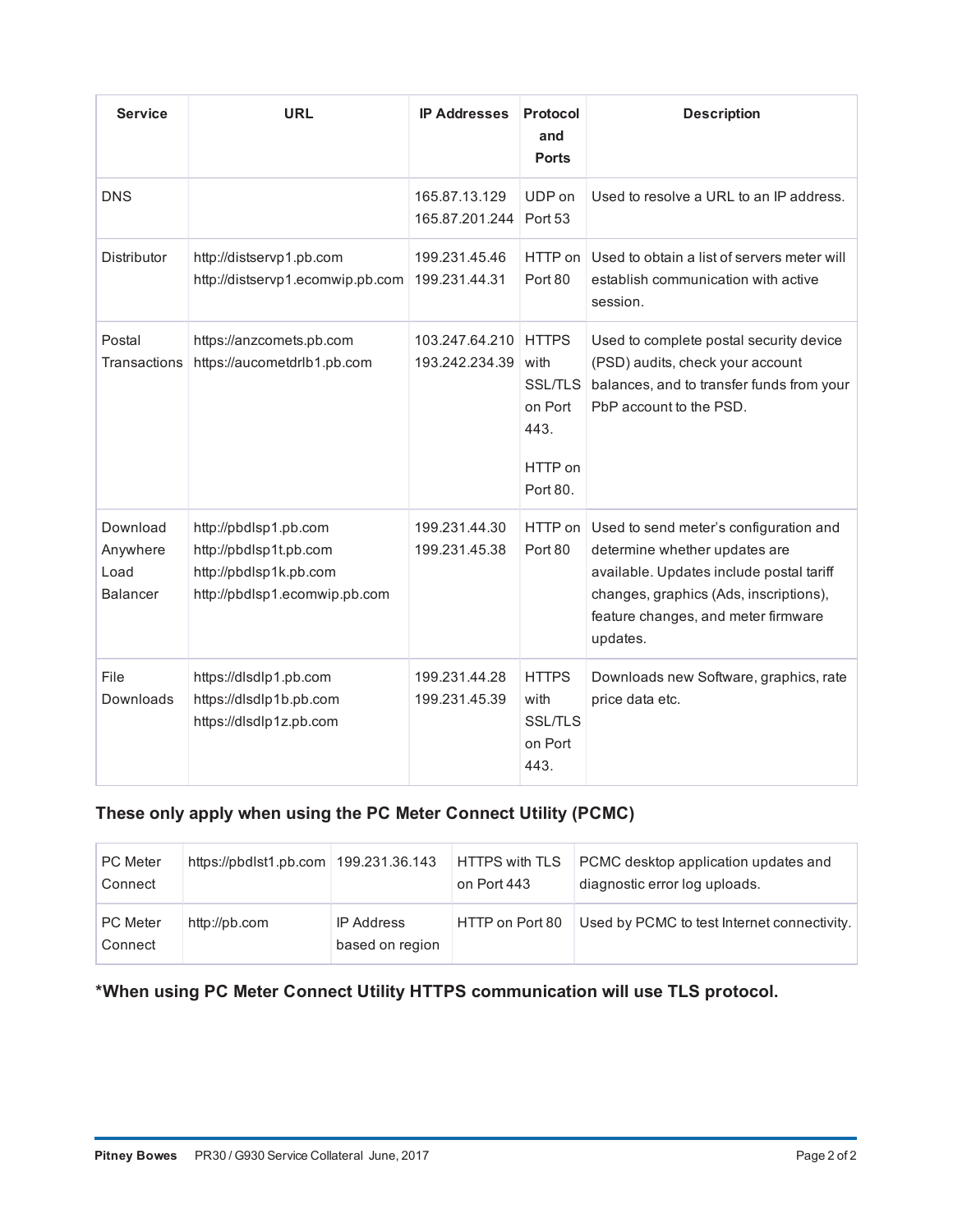| Service | URL | IP Addresses | Protocol and Ports | Description |
|---|---|---|---|---|
| DNS | | 165.87.13.129<br>165.87.201.244 | UDP on Port 53 | Used to resolve a URL to an IP address. |
| Distributor | http://distservp1.pb.com<br>http://distservp1.ecomwip.pb.com | 199.231.45.46<br>199.231.44.31 | HTTP on Port 80 | Used to obtain a list of servers meter will establish communication with active session. |
| Postal Transactions | https://anzcomets.pb.com<br>https://aucometdrlb1.pb.com | 103.247.64.210<br>193.242.234.39 | HTTPS with SSL/TLS on Port 443.<br><br>HTTP on Port 80. | Used to complete postal security device (PSD) audits, check your account balances, and to transfer funds from your PbP account to the PSD. |
| Download Anywhere Load Balancer | http://pbdlsp1.pb.com<br>http://pbdlsp1t.pb.com<br>http://pbdlsp1k.pb.com<br>http://pbdlsp1.ecomwip.pb.com | 199.231.44.30<br>199.231.45.38 | HTTP on Port 80 | Used to send meter's configuration and determine whether updates are available. Updates include postal tariff changes, graphics (Ads, inscriptions), feature changes, and meter firmware updates. |
| File Downloads | https://dlsdlp1.pb.com<br>https://dlsdlp1b.pb.com<br>https://dlsdlp1z.pb.com | 199.231.44.28<br>199.231.45.39 | HTTPS with SSL/TLS on Port 443. | Downloads new Software, graphics, rate price data etc. |

### These only apply when using the PC Meter Connect Utility (PCMC)

| | | | | |
|---|---|---|---|---|
| PC Meter Connect | https://pbdlst1.pb.com | 199.231.36.143 | HTTPS with TLS on Port 443 | PCMC desktop application updates and diagnostic error log uploads. |
| PC Meter Connect | http://pb.com | IP Address based on region | HTTP on Port 80 | Used by PCMC to test Internet connectivity. |

**\*When using PC Meter Connect Utility HTTPS communication will use TLS protocol.**